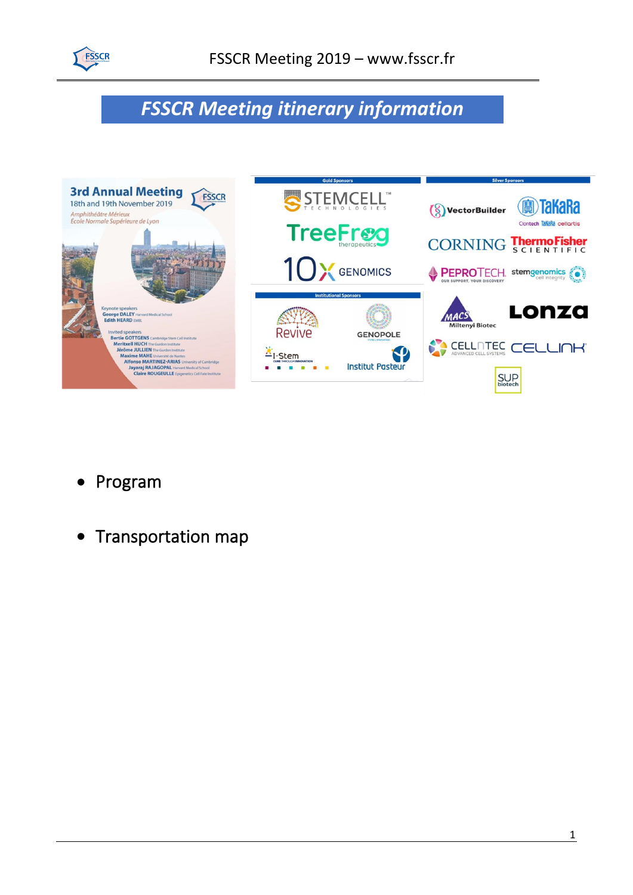# FSSCR Meeting itinerary information

- Program
- Transportation map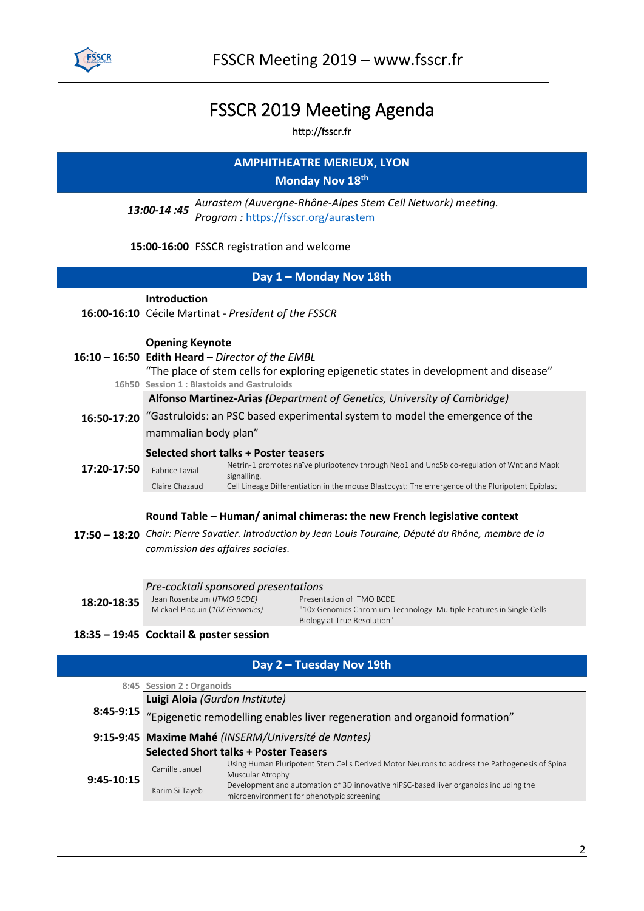# FSSCR 2019 Meeting Agenda

http://fsscr.fr

## AMPHITHEATRE MERIEUX, LYON

**Monday Nov 18th**

| | |
|---|---|
| ***13:00-14 :45*** | *Aurastem (Auvergne-Rhône-Alpes Stem Cell Network) meeting.* *Program :* [https://fsscr.org/aurastem](https://fsscr.org/aurastem) |
| **15:00-16:00** | FSSCR registration and welcome |

## Day 1 – Monday Nov 18th

| | |
|---|---|
| **16:00-16:10** | **Introduction** Cécile Martinat - *President of the FSSCR* |
| **16:10 – 16:50** | **Opening Keynote** **Edith Heard –** *Director of the EMBL* "The place of stem cells for exploring epigenetic states in development and disease" |
| 16h50 | **Session 1 : Blastoids and Gastruloids** |
| **16:50-17:20** | **Alfonso Martinez-Arias *(****Department of Genetics, University of Cambridge)* "Gastruloids: an PSC based experimental system to model the emergence of the mammalian body plan" |
| **17:20-17:50** | **Selected short talks + Poster teasers** Fabrice Lavial – Netrin-1 promotes naïve pluripotency through Neo1 and Unc5b co-regulation of Wnt and Mapk signalling. Claire Chazaud – Cell Lineage Differentiation in the mouse Blastocyst: The emergence of the Pluripotent Epiblast |
| **17:50 – 18:20** | **Round Table – Human/ animal chimeras: the new French legislative context** *Chair: Pierre Savatier. Introduction by Jean Louis Touraine, Député du Rhône, membre de la commission des affaires sociales.* |
| **18:20-18:35** | *Pre-cocktail sponsored presentations* Jean Rosenbaum (*ITMO BCDE)* – Presentation of ITMO BCDE Mickael Ploquin (*10X Genomics)* – "10x Genomics Chromium Technology: Multiple Features in Single Cells - Biology at True Resolution" |
| **18:35 – 19:45** | **Cocktail & poster session** |

## Day 2 – Tuesday Nov 19th

| | |
|---|---|
| 8:45 | **Session 2 : Organoids** |
| **8:45-9:15** | **Luigi Aloia** *(Gurdon Institute)* "Epigenetic remodelling enables liver regeneration and organoid formation" |
| **9:15-9:45** | **Maxime Mahé** *(INSERM/Université de Nantes)* |
| **9:45-10:15** | **Selected Short Talks + Poster Teasers** Camille Januel – Using Human Pluripotent Stem Cells Derived Motor Neurons to address the Pathogenesis of Spinal Muscular Atrophy Karim Si Tayeb – Development and automation of 3D innovative hiPSC-based liver organoids including the microenvironment for phenotypic screening |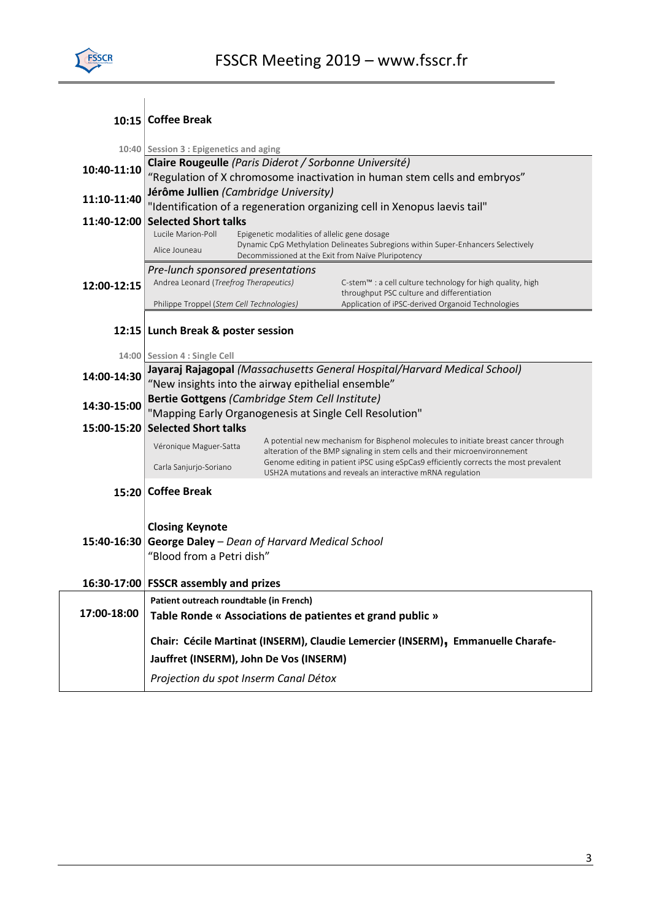| | |
|---|---|
| **10:15** | **Coffee Break** |
| 10:40 | Session 3 : Epigenetics and aging |
| **10:40-11:10** | **Claire Rougeulle** *(Paris Diderot / Sorbonne Université)*<br>"Regulation of X chromosome inactivation in human stem cells and embryos" |
| **11:10-11:40** | **Jérôme Jullien** *(Cambridge University)*<br>"Identification of a regeneration organizing cell in Xenopus laevis tail" |
| **11:40-12:00** | **Selected Short talks**<br>Lucile Marion-Poll — Epigenetic modalities of allelic gene dosage<br>Alice Jouneau — Dynamic CpG Methylation Delineates Subregions within Super-Enhancers Selectively Decommissioned at the Exit from Naïve Pluripotency |
| **12:00-12:15** | *Pre-lunch sponsored presentations*<br>Andrea Leonard (*Treefrog Therapeutics*) — C-stem™ : a cell culture technology for high quality, high throughput PSC culture and differentiation<br>Philippe Troppel (*Stem Cell Technologies*) — Application of iPSC-derived Organoid Technologies |
| **12:15** | **Lunch Break & poster session** |
| 14:00 | Session 4 : Single Cell |
| **14:00-14:30** | **Jayaraj Rajagopal** *(Massachusetts General Hospital/Harvard Medical School)*<br>"New insights into the airway epithelial ensemble" |
| **14:30-15:00** | **Bertie Gottgens** *(Cambridge Stem Cell Institute)*<br>"Mapping Early Organogenesis at Single Cell Resolution" |
| **15:00-15:20** | **Selected Short talks**<br>Véronique Maguer-Satta — A potential new mechanism for Bisphenol molecules to initiate breast cancer through alteration of the BMP signaling in stem cells and their microenvironnement<br>Carla Sanjurjo-Soriano — Genome editing in patient iPSC using eSpCas9 efficiently corrects the most prevalent USH2A mutations and reveals an interactive mRNA regulation |
| **15:20** | **Coffee Break** |
| **15:40-16:30** | **Closing Keynote**<br>**George Daley** – *Dean of Harvard Medical School*<br>"Blood from a Petri dish" |
| **16:30-17:00** | **FSSCR assembly and prizes** |
| **17:00-18:00** | **Patient outreach roundtable (in French)**<br>**Table Ronde « Associations de patientes et grand public »**<br>**Chair: Cécile Martinat (INSERM), Claudie Lemercier (INSERM), Emmanuelle Charafe-Jauffret (INSERM), John De Vos (INSERM)**<br>*Projection du spot Inserm Canal Détox* |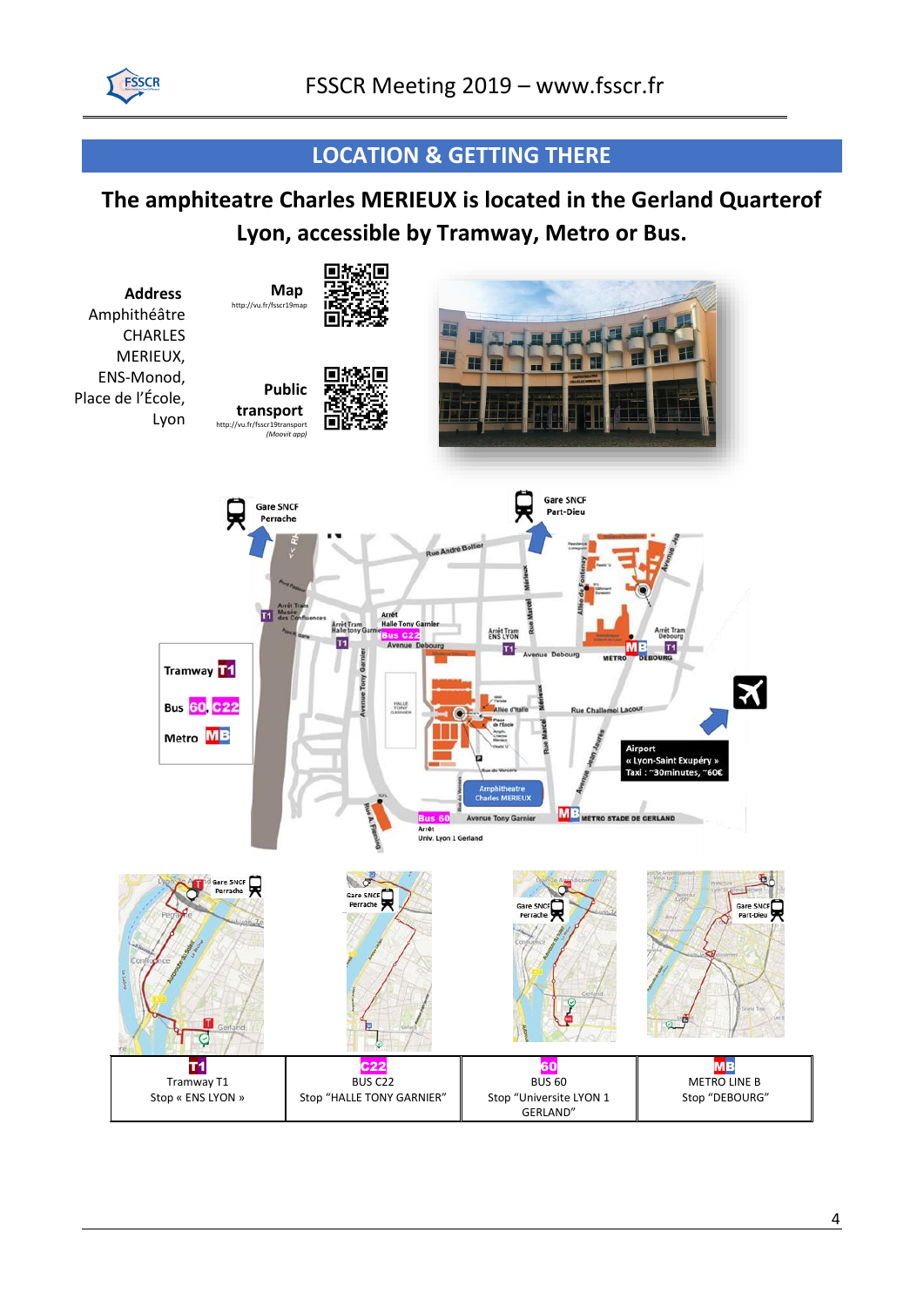## LOCATION & GETTING THERE

**The amphiteatre Charles MERIEUX is located in the Gerland Quarterof Lyon, accessible by Tramway, Metro or Bus.**

**Address**
Amphithéâtre CHARLES MERIEUX, ENS-Monod, Place de l'École, Lyon

**Map**
http://vu.fr/fsscr19map

**Public transport**
http://vu.fr/fsscr19transport
*(Moovit app)*

| | | | |
|---|---|---|---|
| T1 Tramway T1 Stop « ENS LYON » | C22 BUS C22 Stop "HALLE TONY GARNIER" | 60 BUS 60 Stop "Universite LYON 1 GERLAND" | MB METRO LINE B Stop "DEBOURG" |